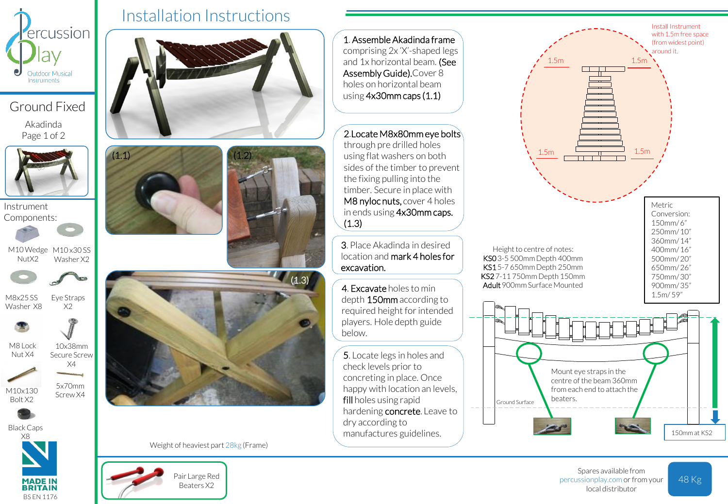# Installation Instructions

Percussion Play
Outdoor Musical Instruments

## Ground Fixed

Akadinda
Page 1 of 2

### Instrument Components:

- M10 Wedge Nut X2
- M10 x30 SS Washer X2
- M8x25 SS Washer X8
- Eye Straps X2
- M8 Lock Nut X4
- 10x38mm Secure Screw X4
- M10x130 Bolt X2
- 5x70mm Screw X4
- Black Caps X8

MADE IN BRITAIN
BS EN 1176

(1.1)

(1.2)

(1.3)

Weight of heaviest part 28kg (Frame)

Pair Large Red Beaters X2

1. **Assemble Akadinda frame** comprising 2x 'X'-shaped legs and 1x horizontal beam. **(See Assembly Guide).** Cover 8 holes on horizontal beam using **4x30mm caps (1.1)**

2. **Locate M8x80mm eye bolts** through pre drilled holes using flat washers on both sides of the timber to prevent the fixing pulling into the timber. Secure in place with **M8 nyloc nuts,** cover 4 holes in ends using **4x30mm caps. (1.3)**

3. Place Akadinda in desired location and **mark 4 holes for excavation.**

4. **Excavate** holes to min depth **150mm** according to required height for intended players. Hole depth guide below.

5. Locate legs in holes and check levels prior to concreting in place. Once happy with location an levels, **fill** holes using rapid hardening **concrete**. Leave to dry according to manufactures guidelines.

Install Instrument with 1.5m free space (from widest point) around it.

1.5m 1.5m 1.5m 1.5m

Height to centre of notes:
**KS0** 3-5 500mm Depth 400mm
**KS1** 5-7 650mm Depth 250mm
**KS2** 7-11 750mm Depth 150mm
**Adult** 900mm Surface Mounted

Metric Conversion:
150mm/ 6"
250mm/ 10"
360mm/ 14"
400mm/ 16"
500mm/ 20"
650mm/ 26"
750mm/ 30"
900mm/ 35"
1.5m/ 59"

Ground Surface

Mount eye straps in the centre of the beam 360mm from each end to attach the beaters.

150mm at KS2

Spares available from percussionplay.com or from your local distributor

48 Kg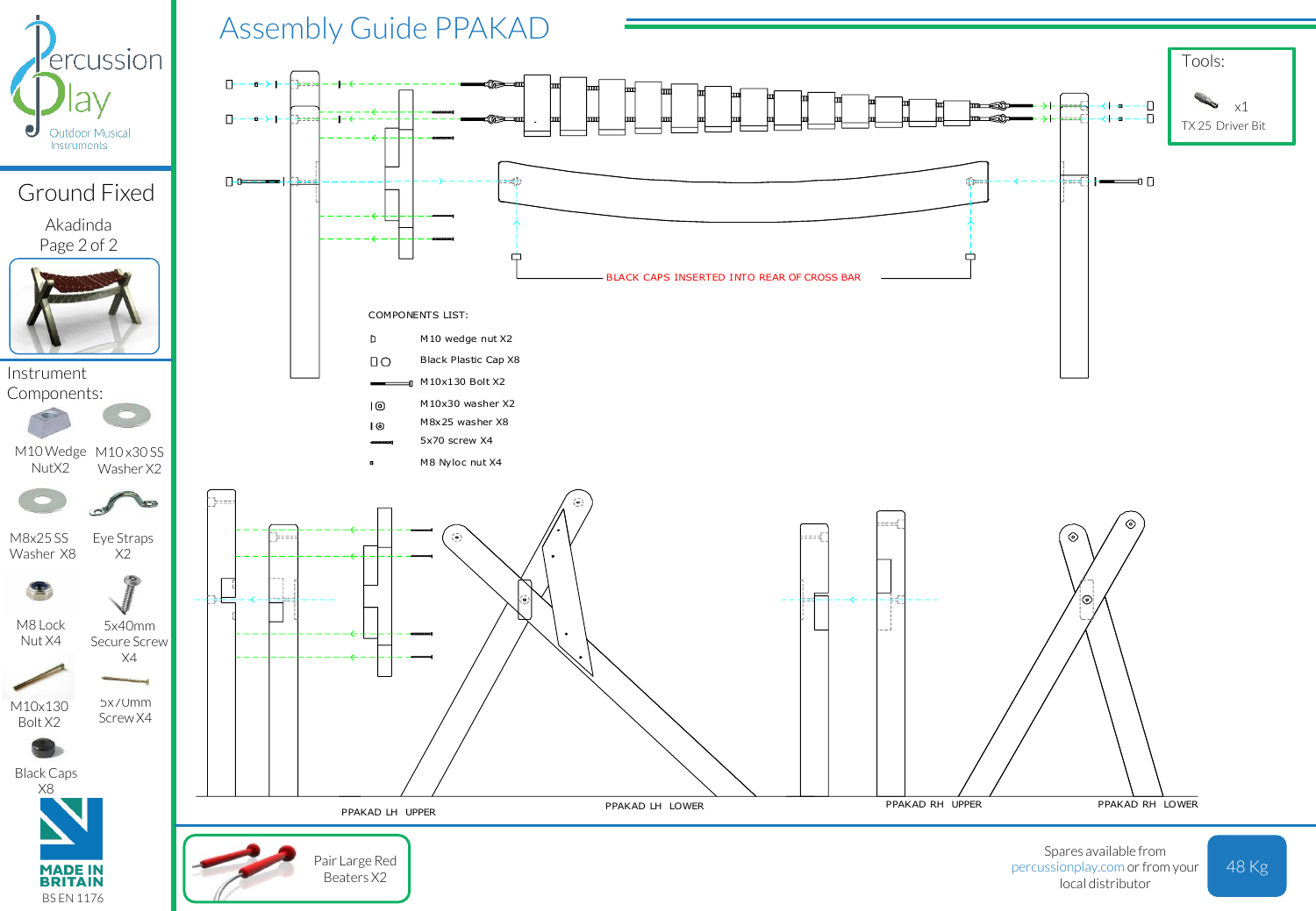# Assembly Guide PPAKAD

Percussion Play
Outdoor Musical Instruments

## Ground Fixed

Akadinda
Page 2 of 2

### Instrument Components:

- M10 Wedge Nut X2
- M10x30 SS Washer X2
- M8x25 SS Washer X8
- Eye Straps X2
- M8 Lock Nut X4
- 5x40mm Secure Screw X4
- M10x130 Bolt X2
- 5x70mm Screw X4
- Black Caps X8

MADE IN BRITAIN
BS EN 1176

### Tools:

x1
TX 25 Driver Bit

BLACK CAPS INSERTED INTO REAR OF CROSS BAR

COMPONENTS LIST:

- M10 wedge nut X2
- Black Plastic Cap X8
- M10x130 Bolt X2
- M10x30 washer X2
- M8x25 washer X8
- 5x70 screw X4
- M8 Nyloc nut X4

PPAKAD LH UPPER

PPAKAD LH LOWER

PPAKAD RH UPPER

PPAKAD RH LOWER

Pair Large Red Beaters X2

Spares available from percussionplay.com or from your local distributor

48 Kg